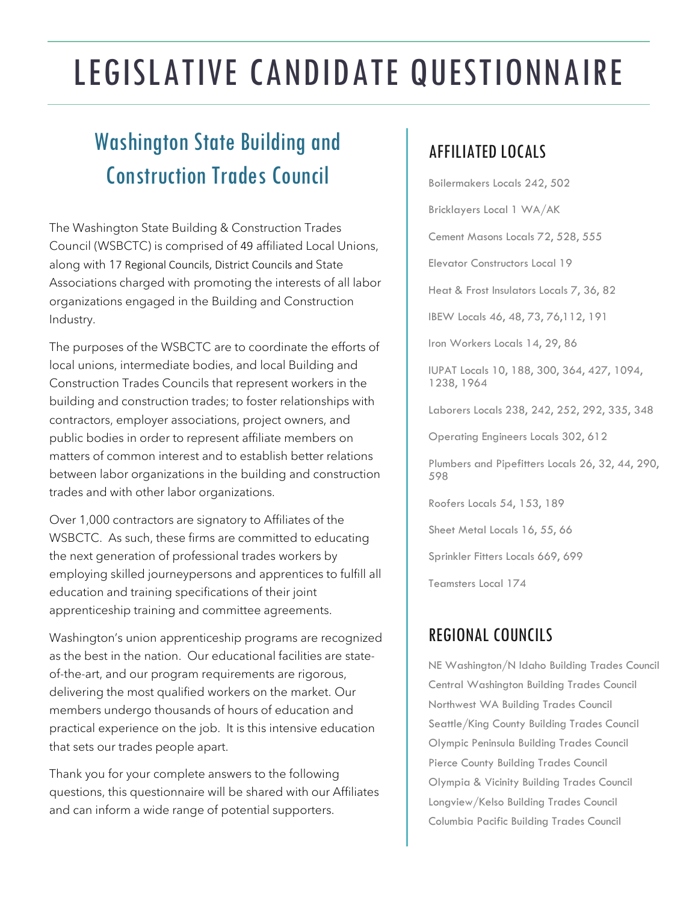# LEGISLATIVE CANDIDATE QUESTIONNAIRE

## Washington State Building and Construction Trades Council

The Washington State Building & Construction Trades Council (WSBCTC) is comprised of 49 affiliated Local Unions, along with 17 Regional Councils, District Councils and State Associations charged with promoting the interests of all labor organizations engaged in the Building and Construction Industry.

The purposes of the WSBCTC are to coordinate the efforts of local unions, intermediate bodies, and local Building and Construction Trades Councils that represent workers in the building and construction trades; to foster relationships with contractors, employer associations, project owners, and public bodies in order to represent affiliate members on matters of common interest and to establish better relations between labor organizations in the building and construction trades and with other labor organizations.

Over 1,000 contractors are signatory to Affiliates of the WSBCTC. As such, these firms are committed to educating the next generation of professional trades workers by employing skilled journeypersons and apprentices to fulfill all education and training specifications of their joint apprenticeship training and committee agreements.

Washington's union apprenticeship programs are recognized as the best in the nation. Our educational facilities are state-of-the-art, and our program requirements are rigorous, delivering the most qualified workers on the market. Our members undergo thousands of hours of education and practical experience on the job. It is this intensive education that sets our trades people apart.

Thank you for your complete answers to the following questions, this questionnaire will be shared with our Affiliates and can inform a wide range of potential supporters.

## AFFILIATED LOCALS

Boilermakers Locals 242, 502

Bricklayers Local 1 WA/AK

Cement Masons Locals 72, 528, 555

Elevator Constructors Local 19

Heat & Frost Insulators Locals 7, 36, 82

IBEW Locals 46, 48, 73, 76,112, 191

Iron Workers Locals 14, 29, 86

IUPAT Locals 10, 188, 300, 364, 427, 1094, 1238, 1964

Laborers Locals 238, 242, 252, 292, 335, 348

Operating Engineers Locals 302, 612

Plumbers and Pipefitters Locals 26, 32, 44, 290, 598

Roofers Locals 54, 153, 189

Sheet Metal Locals 16, 55, 66

Sprinkler Fitters Locals 669, 699

Teamsters Local 174

## REGIONAL COUNCILS

NE Washington/N Idaho Building Trades Council

Central Washington Building Trades Council

Northwest WA Building Trades Council

Seattle/King County Building Trades Council

Olympic Peninsula Building Trades Council

Pierce County Building Trades Council

Olympia & Vicinity Building Trades Council

Longview/Kelso Building Trades Council

Columbia Pacific Building Trades Council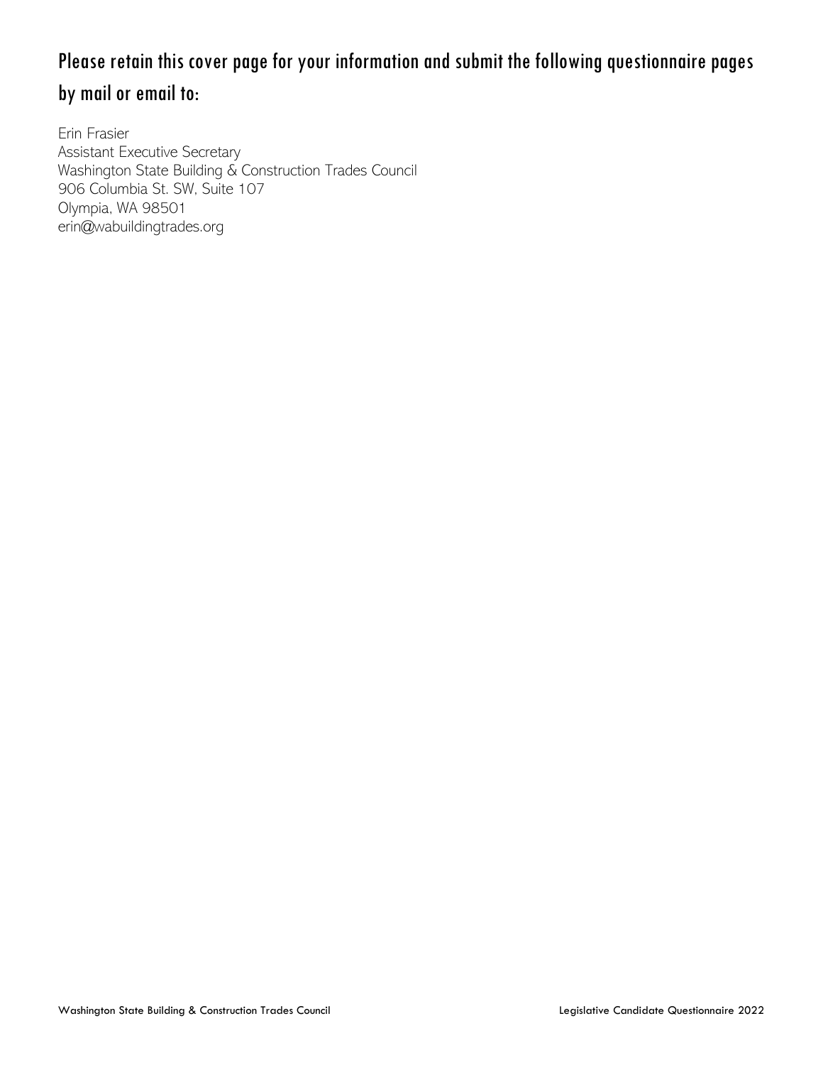## Please retain this cover page for your information and submit the following questionnaire pages by mail or email to:

Erin Frasier
Assistant Executive Secretary
Washington State Building & Construction Trades Council
906 Columbia St. SW, Suite 107
Olympia, WA 98501
erin@wabuildingtrades.org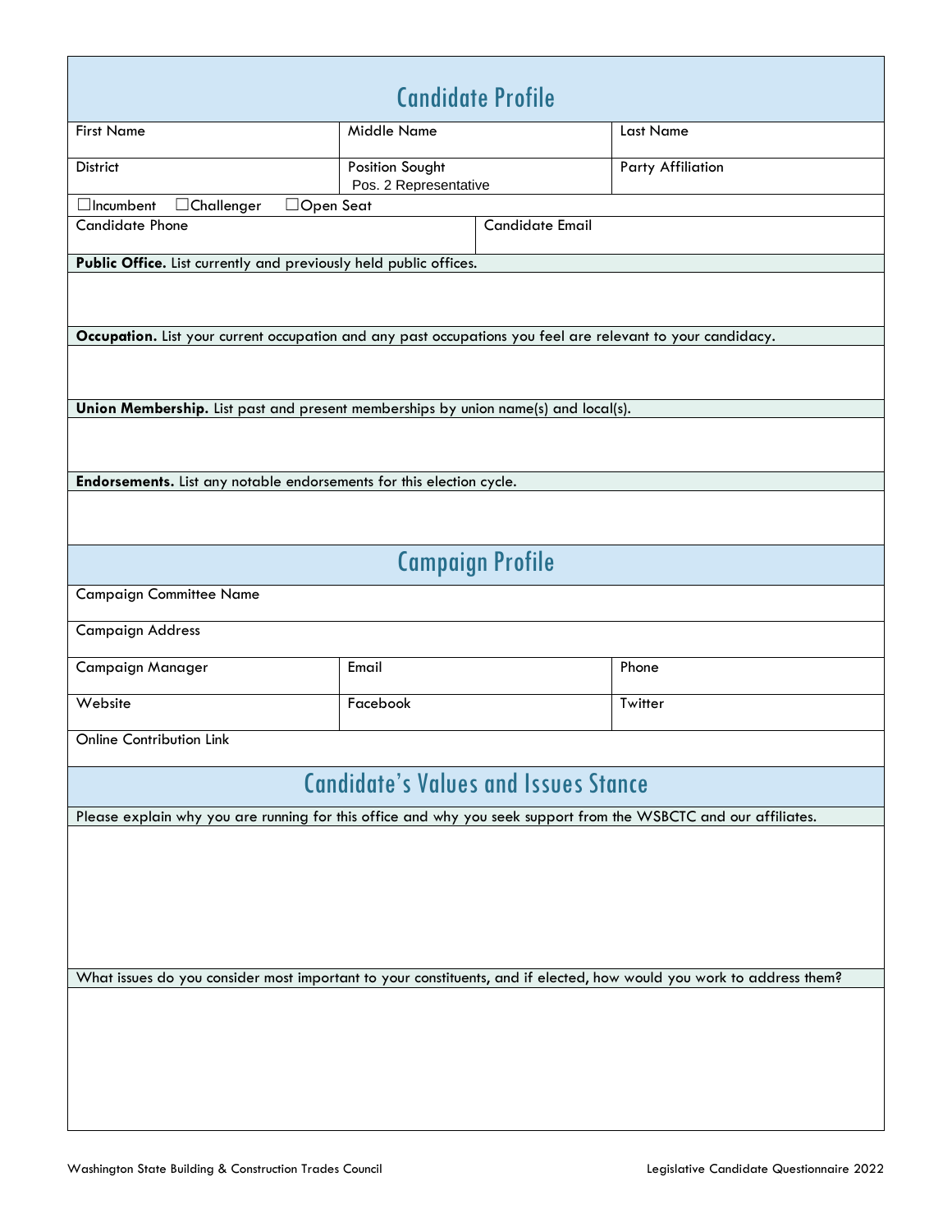## Candidate Profile

| | | |
|---|---|---|
| First Name | Middle Name | Last Name |
| District | Position Sought<br>Pos. 2 Representative | Party Affiliation |

☐Incumbent ☐Challenger ☐Open Seat

| | |
|---|---|
| Candidate Phone | Candidate Email |

**Public Office.** List currently and previously held public offices.

**Occupation.** List your current occupation and any past occupations you feel are relevant to your candidacy.

**Union Membership.** List past and present memberships by union name(s) and local(s).

**Endorsements.** List any notable endorsements for this election cycle.

## Campaign Profile

Campaign Committee Name

Campaign Address

| | | |
|---|---|---|
| Campaign Manager | Email | Phone |
| Website | Facebook | Twitter |

Online Contribution Link

## Candidate's Values and Issues Stance

Please explain why you are running for this office and why you seek support from the WSBCTC and our affiliates.

What issues do you consider most important to your constituents, and if elected, how would you work to address them?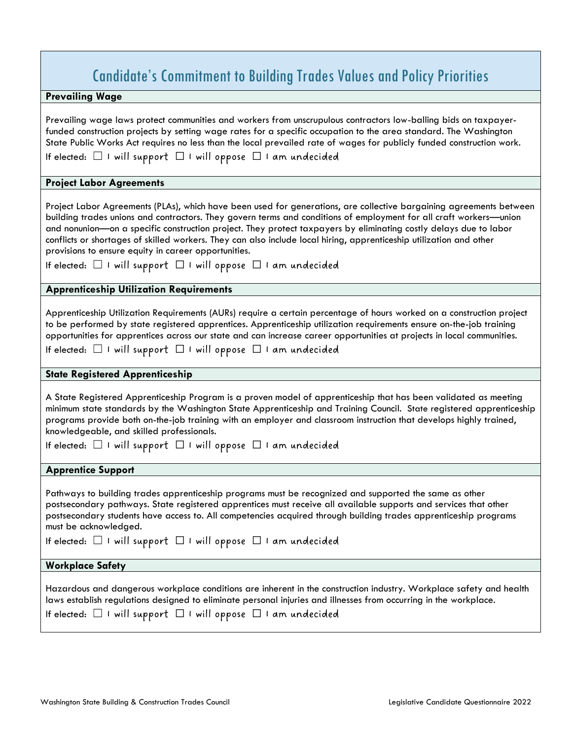# Candidate's Commitment to Building Trades Values and Policy Priorities

## Prevailing Wage

Prevailing wage laws protect communities and workers from unscrupulous contractors low-balling bids on taxpayer-funded construction projects by setting wage rates for a specific occupation to the area standard. The Washington State Public Works Act requires no less than the local prevailed rate of wages for publicly funded construction work.

If elected: ☐ I will support ☐ I will oppose ☐ I am undecided

## Project Labor Agreements

Project Labor Agreements (PLAs), which have been used for generations, are collective bargaining agreements between building trades unions and contractors. They govern terms and conditions of employment for all craft workers—union and nonunion—on a specific construction project. They protect taxpayers by eliminating costly delays due to labor conflicts or shortages of skilled workers. They can also include local hiring, apprenticeship utilization and other provisions to ensure equity in career opportunities.

If elected: ☐ I will support ☐ I will oppose ☐ I am undecided

## Apprenticeship Utilization Requirements

Apprenticeship Utilization Requirements (AURs) require a certain percentage of hours worked on a construction project to be performed by state registered apprentices. Apprenticeship utilization requirements ensure on-the-job training opportunities for apprentices across our state and can increase career opportunities at projects in local communities.

If elected: ☐ I will support ☐ I will oppose ☐ I am undecided

## State Registered Apprenticeship

A State Registered Apprenticeship Program is a proven model of apprenticeship that has been validated as meeting minimum state standards by the Washington State Apprenticeship and Training Council. State registered apprenticeship programs provide both on-the-job training with an employer and classroom instruction that develops highly trained, knowledgeable, and skilled professionals.

If elected: ☐ I will support ☐ I will oppose ☐ I am undecided

## Apprentice Support

Pathways to building trades apprenticeship programs must be recognized and supported the same as other postsecondary pathways. State registered apprentices must receive all available supports and services that other postsecondary students have access to. All competencies acquired through building trades apprenticeship programs must be acknowledged.

If elected: ☐ I will support ☐ I will oppose ☐ I am undecided

## Workplace Safety

Hazardous and dangerous workplace conditions are inherent in the construction industry. Workplace safety and health laws establish regulations designed to eliminate personal injuries and illnesses from occurring in the workplace.

If elected: ☐ I will support ☐ I will oppose ☐ I am undecided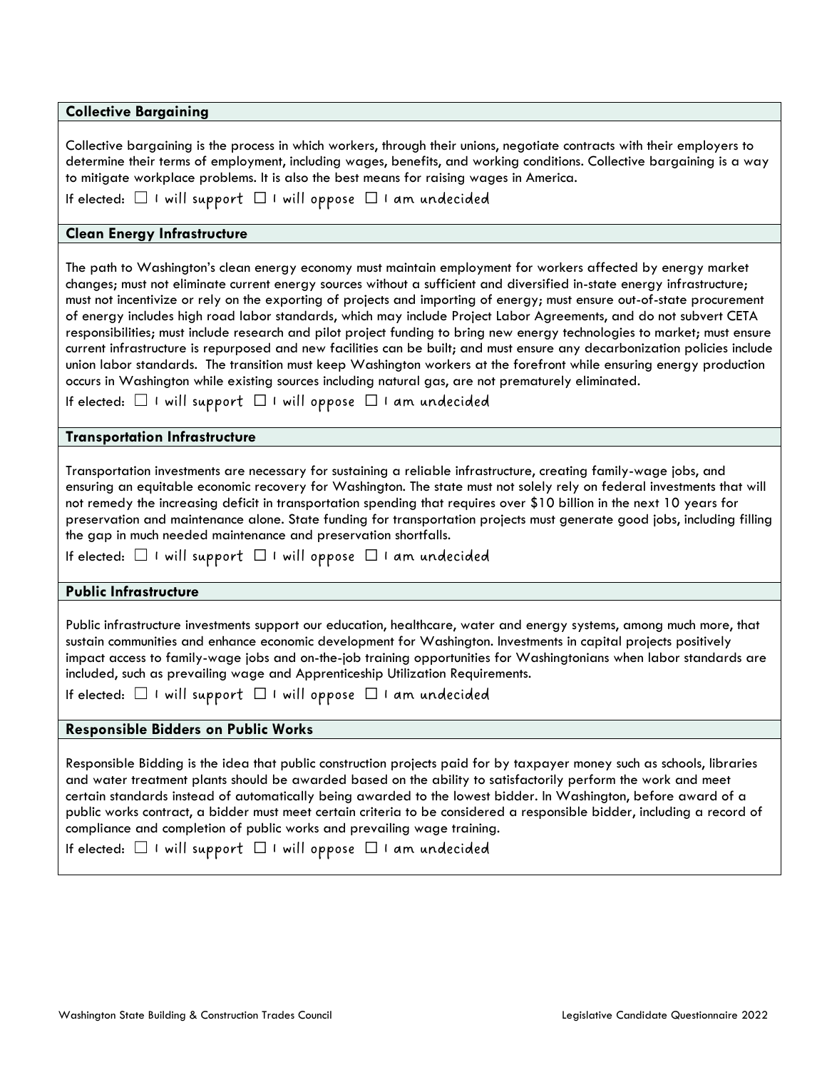**Collective Bargaining**

Collective bargaining is the process in which workers, through their unions, negotiate contracts with their employers to determine their terms of employment, including wages, benefits, and working conditions. Collective bargaining is a way to mitigate workplace problems. It is also the best means for raising wages in America.

If elected: ☐ I will support ☐ I will oppose ☐ I am undecided

**Clean Energy Infrastructure**

The path to Washington's clean energy economy must maintain employment for workers affected by energy market changes; must not eliminate current energy sources without a sufficient and diversified in-state energy infrastructure; must not incentivize or rely on the exporting of projects and importing of energy; must ensure out-of-state procurement of energy includes high road labor standards, which may include Project Labor Agreements, and do not subvert CETA responsibilities; must include research and pilot project funding to bring new energy technologies to market; must ensure current infrastructure is repurposed and new facilities can be built; and must ensure any decarbonization policies include union labor standards. The transition must keep Washington workers at the forefront while ensuring energy production occurs in Washington while existing sources including natural gas, are not prematurely eliminated.

If elected: ☐ I will support ☐ I will oppose ☐ I am undecided

**Transportation Infrastructure**

Transportation investments are necessary for sustaining a reliable infrastructure, creating family-wage jobs, and ensuring an equitable economic recovery for Washington. The state must not solely rely on federal investments that will not remedy the increasing deficit in transportation spending that requires over $10 billion in the next 10 years for preservation and maintenance alone. State funding for transportation projects must generate good jobs, including filling the gap in much needed maintenance and preservation shortfalls.

If elected: ☐ I will support ☐ I will oppose ☐ I am undecided

**Public Infrastructure**

Public infrastructure investments support our education, healthcare, water and energy systems, among much more, that sustain communities and enhance economic development for Washington. Investments in capital projects positively impact access to family-wage jobs and on-the-job training opportunities for Washingtonians when labor standards are included, such as prevailing wage and Apprenticeship Utilization Requirements.

If elected: ☐ I will support ☐ I will oppose ☐ I am undecided

**Responsible Bidders on Public Works**

Responsible Bidding is the idea that public construction projects paid for by taxpayer money such as schools, libraries and water treatment plants should be awarded based on the ability to satisfactorily perform the work and meet certain standards instead of automatically being awarded to the lowest bidder. In Washington, before award of a public works contract, a bidder must meet certain criteria to be considered a responsible bidder, including a record of compliance and completion of public works and prevailing wage training.

If elected: ☐ I will support ☐ I will oppose ☐ I am undecided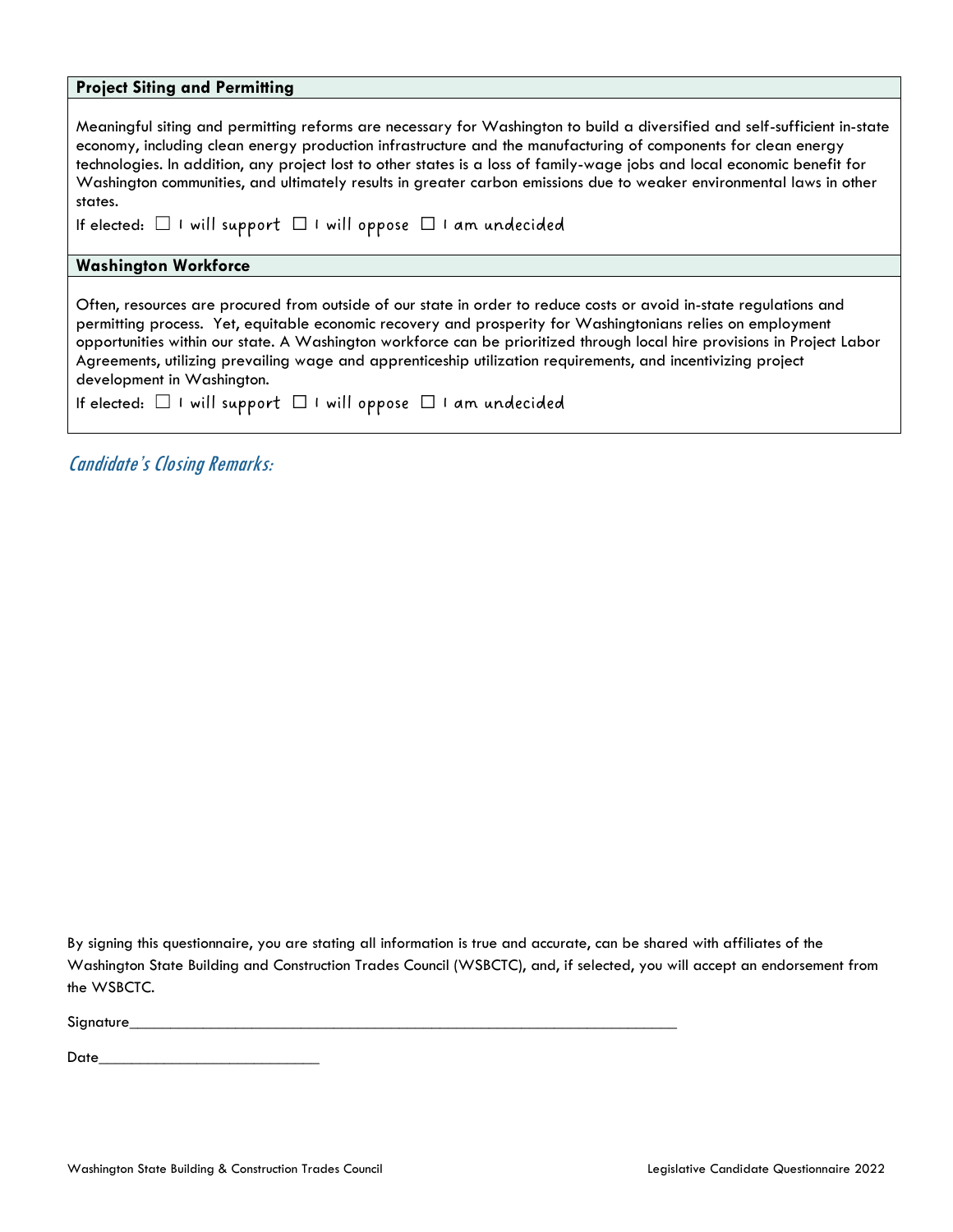### Project Siting and Permitting

Meaningful siting and permitting reforms are necessary for Washington to build a diversified and self-sufficient in-state economy, including clean energy production infrastructure and the manufacturing of components for clean energy technologies. In addition, any project lost to other states is a loss of family-wage jobs and local economic benefit for Washington communities, and ultimately results in greater carbon emissions due to weaker environmental laws in other states.

If elected: ☐ I will support ☐ I will oppose ☐ I am undecided

### Washington Workforce

Often, resources are procured from outside of our state in order to reduce costs or avoid in-state regulations and permitting process. Yet, equitable economic recovery and prosperity for Washingtonians relies on employment opportunities within our state. A Washington workforce can be prioritized through local hire provisions in Project Labor Agreements, utilizing prevailing wage and apprenticeship utilization requirements, and incentivizing project development in Washington.

If elected: ☐ I will support ☐ I will oppose ☐ I am undecided

## *Candidate's Closing Remarks:*

By signing this questionnaire, you are stating all information is true and accurate, can be shared with affiliates of the Washington State Building and Construction Trades Council (WSBCTC), and, if selected, you will accept an endorsement from the WSBCTC.

Signature_______________________________________________________________________

Date____________________________